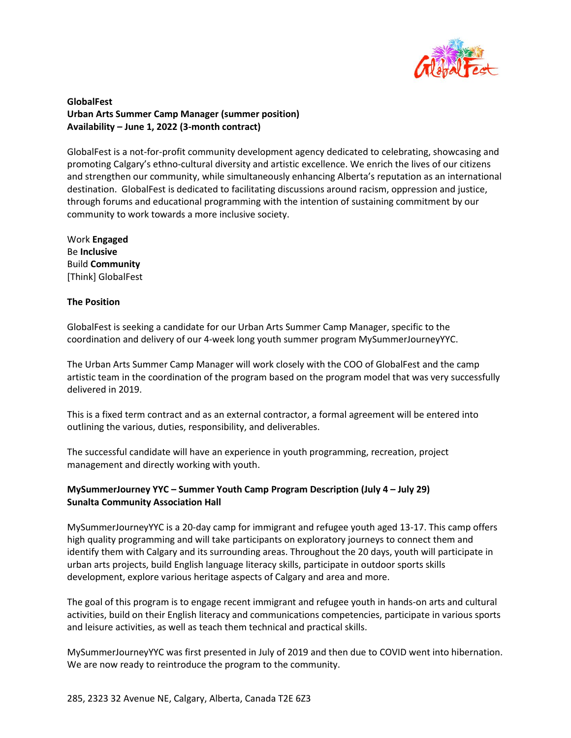**GlobalFest**
**Urban Arts Summer Camp Manager (summer position)**
**Availability – June 1, 2022 (3-month contract)**

GlobalFest is a not-for-profit community development agency dedicated to celebrating, showcasing and promoting Calgary's ethno-cultural diversity and artistic excellence. We enrich the lives of our citizens and strengthen our community, while simultaneously enhancing Alberta's reputation as an international destination. GlobalFest is dedicated to facilitating discussions around racism, oppression and justice, through forums and educational programming with the intention of sustaining commitment by our community to work towards a more inclusive society.

Work **Engaged**
Be **Inclusive**
Build **Community**
[Think] GlobalFest

**The Position**

GlobalFest is seeking a candidate for our Urban Arts Summer Camp Manager, specific to the coordination and delivery of our 4-week long youth summer program MySummerJourneyYYC.

The Urban Arts Summer Camp Manager will work closely with the COO of GlobalFest and the camp artistic team in the coordination of the program based on the program model that was very successfully delivered in 2019.

This is a fixed term contract and as an external contractor, a formal agreement will be entered into outlining the various, duties, responsibility, and deliverables.

The successful candidate will have an experience in youth programming, recreation, project management and directly working with youth.

**MySummerJourney YYC – Summer Youth Camp Program Description (July 4 – July 29)**
**Sunalta Community Association Hall**

MySummerJourneyYYC is a 20-day camp for immigrant and refugee youth aged 13-17. This camp offers high quality programming and will take participants on exploratory journeys to connect them and identify them with Calgary and its surrounding areas. Throughout the 20 days, youth will participate in urban arts projects, build English language literacy skills, participate in outdoor sports skills development, explore various heritage aspects of Calgary and area and more.

The goal of this program is to engage recent immigrant and refugee youth in hands-on arts and cultural activities, build on their English literacy and communications competencies, participate in various sports and leisure activities, as well as teach them technical and practical skills.

MySummerJourneyYYC was first presented in July of 2019 and then due to COVID went into hibernation. We are now ready to reintroduce the program to the community.

285, 2323 32 Avenue NE, Calgary, Alberta, Canada T2E 6Z3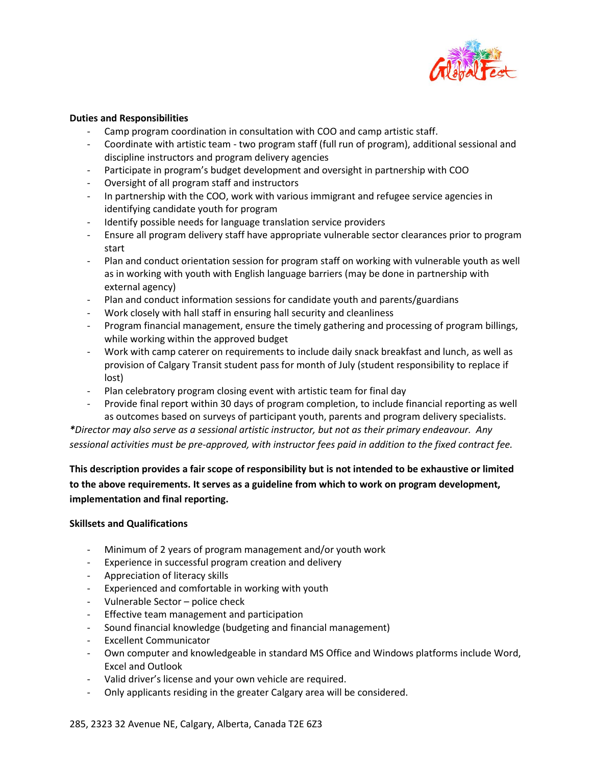**Duties and Responsibilities**

- Camp program coordination in consultation with COO and camp artistic staff.
- Coordinate with artistic team - two program staff (full run of program), additional sessional and discipline instructors and program delivery agencies
- Participate in program's budget development and oversight in partnership with COO
- Oversight of all program staff and instructors
- In partnership with the COO, work with various immigrant and refugee service agencies in identifying candidate youth for program
- Identify possible needs for language translation service providers
- Ensure all program delivery staff have appropriate vulnerable sector clearances prior to program start
- Plan and conduct orientation session for program staff on working with vulnerable youth as well as in working with youth with English language barriers (may be done in partnership with external agency)
- Plan and conduct information sessions for candidate youth and parents/guardians
- Work closely with hall staff in ensuring hall security and cleanliness
- Program financial management, ensure the timely gathering and processing of program billings, while working within the approved budget
- Work with camp caterer on requirements to include daily snack breakfast and lunch, as well as provision of Calgary Transit student pass for month of July (student responsibility to replace if lost)
- Plan celebratory program closing event with artistic team for final day
- Provide final report within 30 days of program completion, to include financial reporting as well as outcomes based on surveys of participant youth, parents and program delivery specialists.

*\*Director may also serve as a sessional artistic instructor, but not as their primary endeavour. Any sessional activities must be pre-approved, with instructor fees paid in addition to the fixed contract fee.*

**This description provides a fair scope of responsibility but is not intended to be exhaustive or limited to the above requirements. It serves as a guideline from which to work on program development, implementation and final reporting.**

**Skillsets and Qualifications**

- Minimum of 2 years of program management and/or youth work
- Experience in successful program creation and delivery
- Appreciation of literacy skills
- Experienced and comfortable in working with youth
- Vulnerable Sector – police check
- Effective team management and participation
- Sound financial knowledge (budgeting and financial management)
- Excellent Communicator
- Own computer and knowledgeable in standard MS Office and Windows platforms include Word, Excel and Outlook
- Valid driver's license and your own vehicle are required.
- Only applicants residing in the greater Calgary area will be considered.

285, 2323 32 Avenue NE, Calgary, Alberta, Canada T2E 6Z3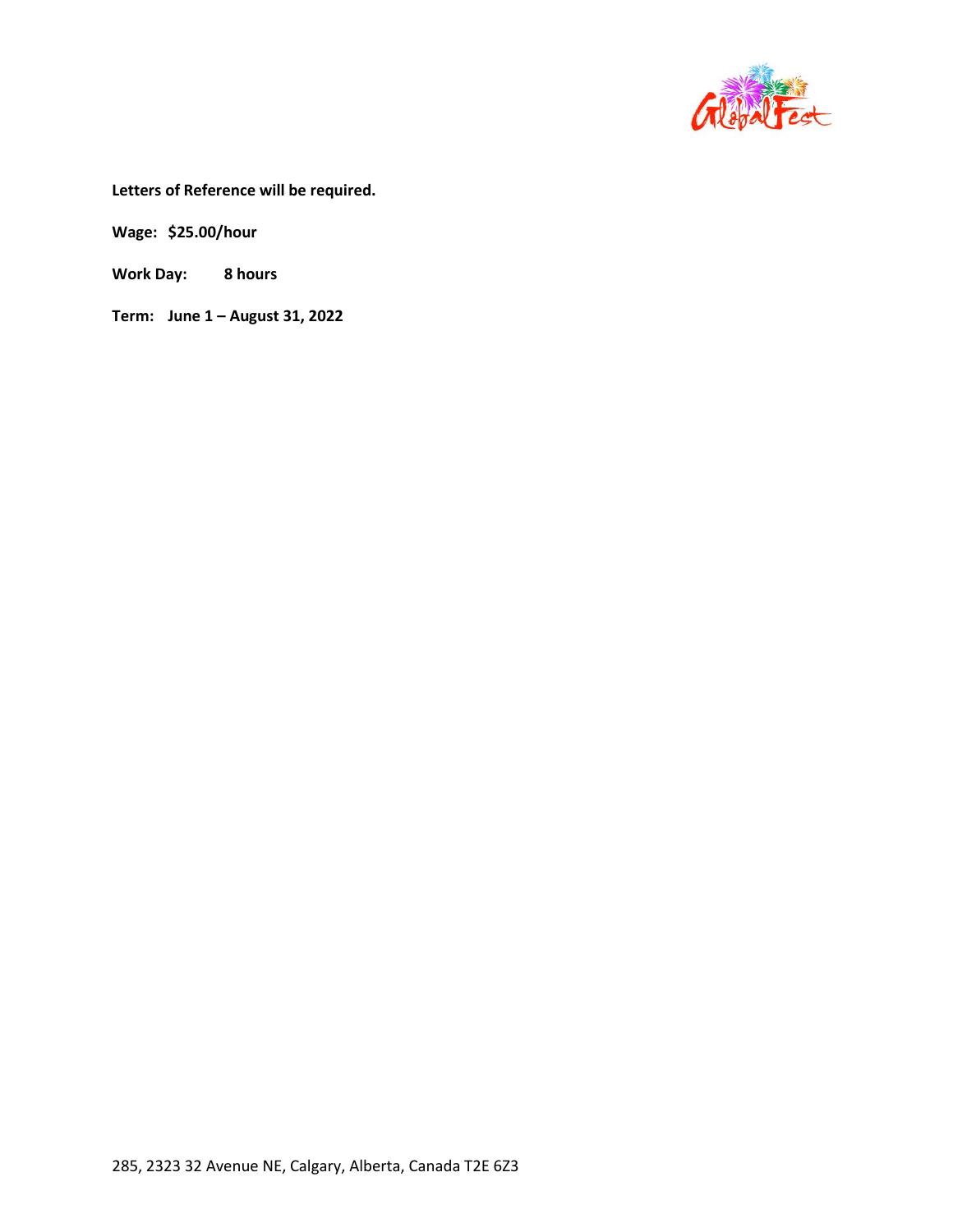**Letters of Reference will be required.**

**Wage: $25.00/hour**

**Work Day: 8 hours**

**Term: June 1 – August 31, 2022**

285, 2323 32 Avenue NE, Calgary, Alberta, Canada T2E 6Z3